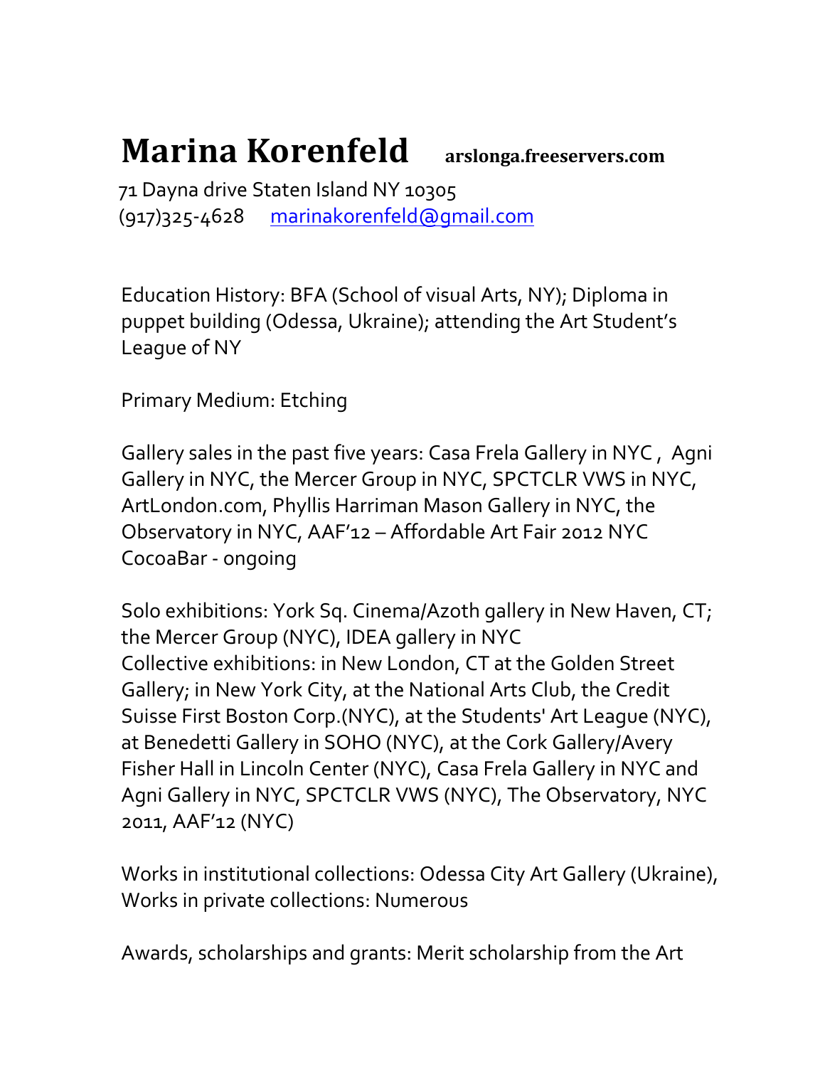# Marina Korenfeld **arslonga.freeservers.com**

71 Dayna drive Staten Island NY 10305
(917)325-4628 marinakorenfeld@gmail.com

Education History: BFA (School of visual Arts, NY); Diploma in puppet building (Odessa, Ukraine); attending the Art Student's League of NY

Primary Medium: Etching

Gallery sales in the past five years: Casa Frela Gallery in NYC , Agni Gallery in NYC, the Mercer Group in NYC, SPCTCLR VWS in NYC, ArtLondon.com, Phyllis Harriman Mason Gallery in NYC, the Observatory in NYC, AAF'12 – Affordable Art Fair 2012 NYC CocoaBar - ongoing

Solo exhibitions: York Sq. Cinema/Azoth gallery in New Haven, CT; the Mercer Group (NYC), IDEA gallery in NYC
Collective exhibitions: in New London, CT at the Golden Street Gallery; in New York City, at the National Arts Club, the Credit Suisse First Boston Corp.(NYC), at the Students' Art League (NYC), at Benedetti Gallery in SOHO (NYC), at the Cork Gallery/Avery Fisher Hall in Lincoln Center (NYC), Casa Frela Gallery in NYC and Agni Gallery in NYC, SPCTCLR VWS (NYC), The Observatory, NYC 2011, AAF'12 (NYC)

Works in institutional collections: Odessa City Art Gallery (Ukraine),
Works in private collections: Numerous

Awards, scholarships and grants: Merit scholarship from the Art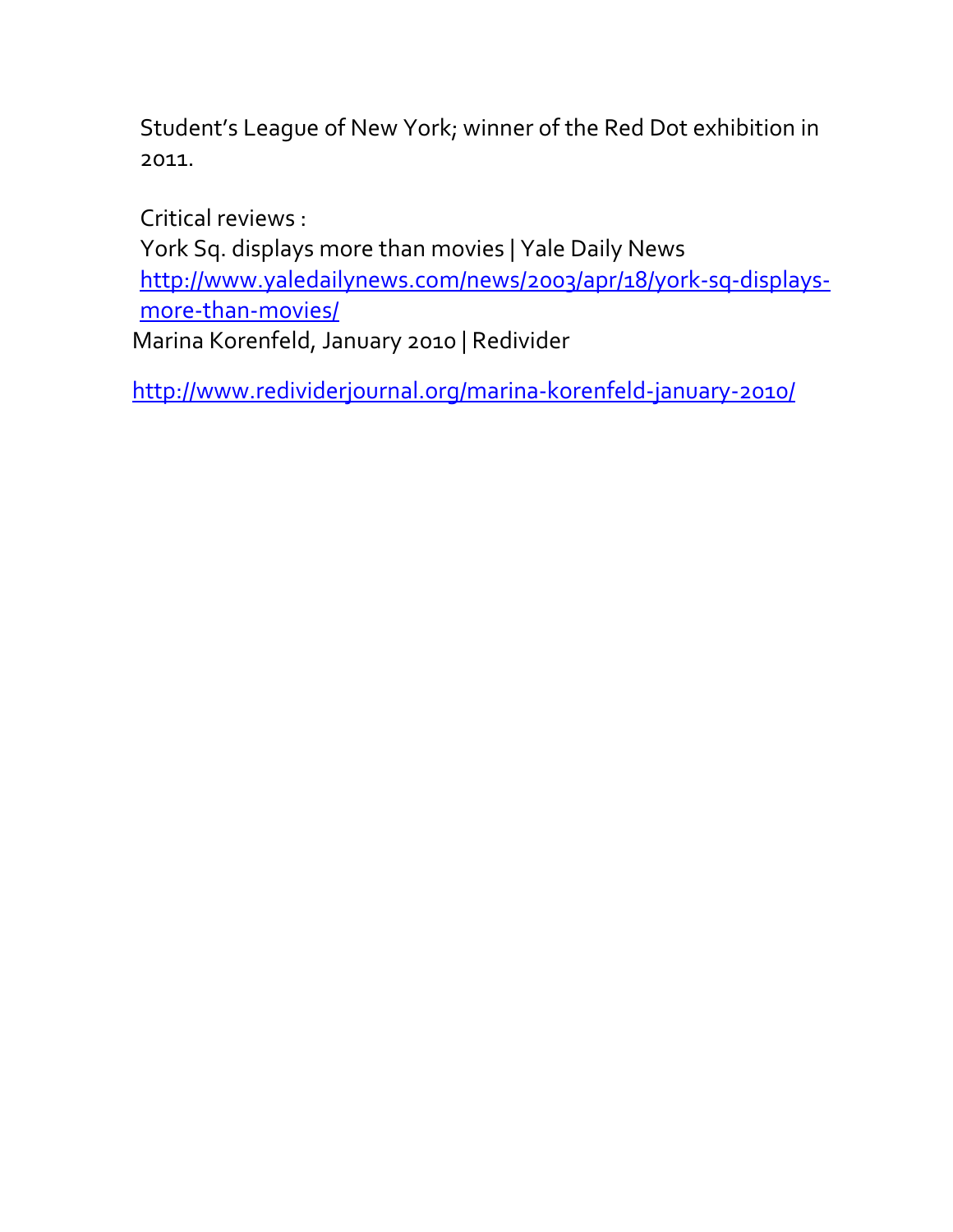Student's League of New York; winner of the Red Dot exhibition in 2011.

Critical reviews :

York Sq. displays more than movies | Yale Daily News
http://www.yaledailynews.com/news/2003/apr/18/york-sq-displays-more-than-movies/

Marina Korenfeld, January 2010 | Redivider

http://www.redividerjournal.org/marina-korenfeld-january-2010/